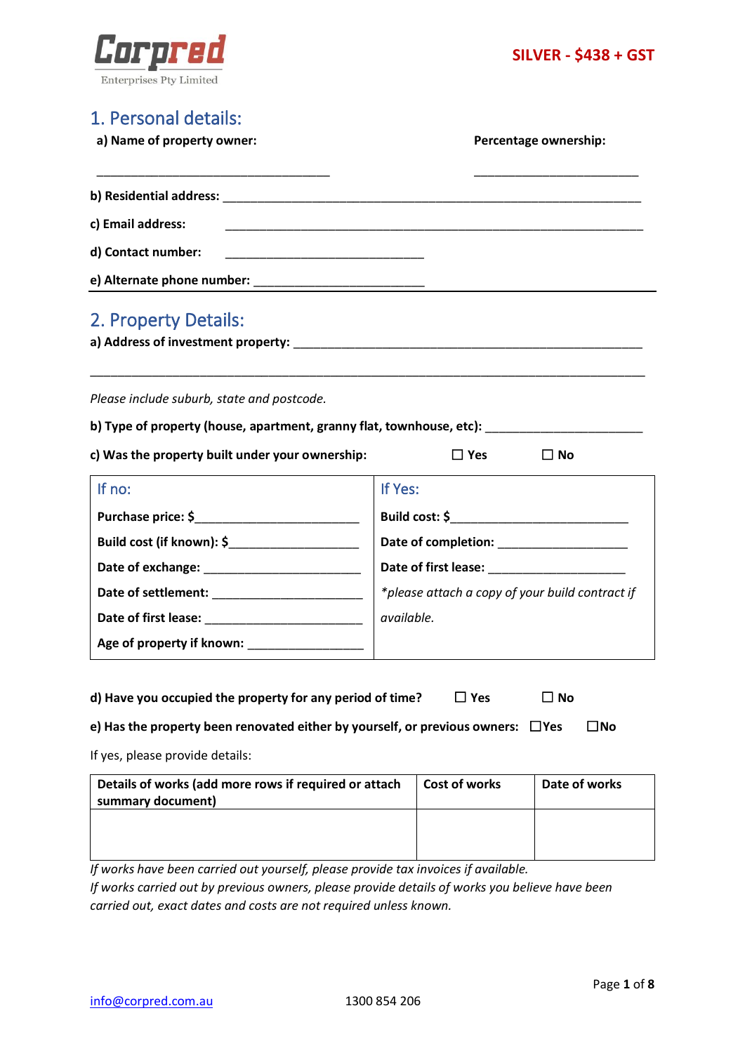Corpred
Enterprises Pty Limited

**SILVER - $438 + GST**

## 1. Personal details:

**a) Name of property owner:** ______________________ **Percentage ownership:** ______________________

**b) Residential address:** ____________________________________________

**c) Email address:** ____________________________________________

**d) Contact number:** ______________________

**e) Alternate phone number:** ______________________

## 2. Property Details:

**a) Address of investment property:** ____________________________________________

____________________________________________

*Please include suburb, state and postcode.*

**b) Type of property (house, apartment, granny flat, townhouse, etc):** ______________________

**c) Was the property built under your ownership:** ☐ Yes ☐ No

| If no: | If Yes: |
|---|---|
| **Purchase price: $**______________________ | **Build cost: $**______________________ |
| **Build cost (if known): $**__________________ | **Date of completion:** __________________ |
| **Date of exchange:** ______________________ | **Date of first lease:** __________________ |
| **Date of settlement:** ______________________ | *\*please attach a copy of your build contract if available.* |
| **Date of first lease:** ______________________ | |
| **Age of property if known:** ________________ | |

**d) Have you occupied the property for any period of time?** ☐ Yes ☐ No

**e) Has the property been renovated either by yourself, or previous owners:** ☐Yes ☐No

If yes, please provide details:

| Details of works (add more rows if required or attach summary document) | Cost of works | Date of works |
|---|---|---|
| | | |

*If works have been carried out yourself, please provide tax invoices if available.*
*If works carried out by previous owners, please provide details of works you believe have been carried out, exact dates and costs are not required unless known.*

info@corpred.com.au 1300 854 206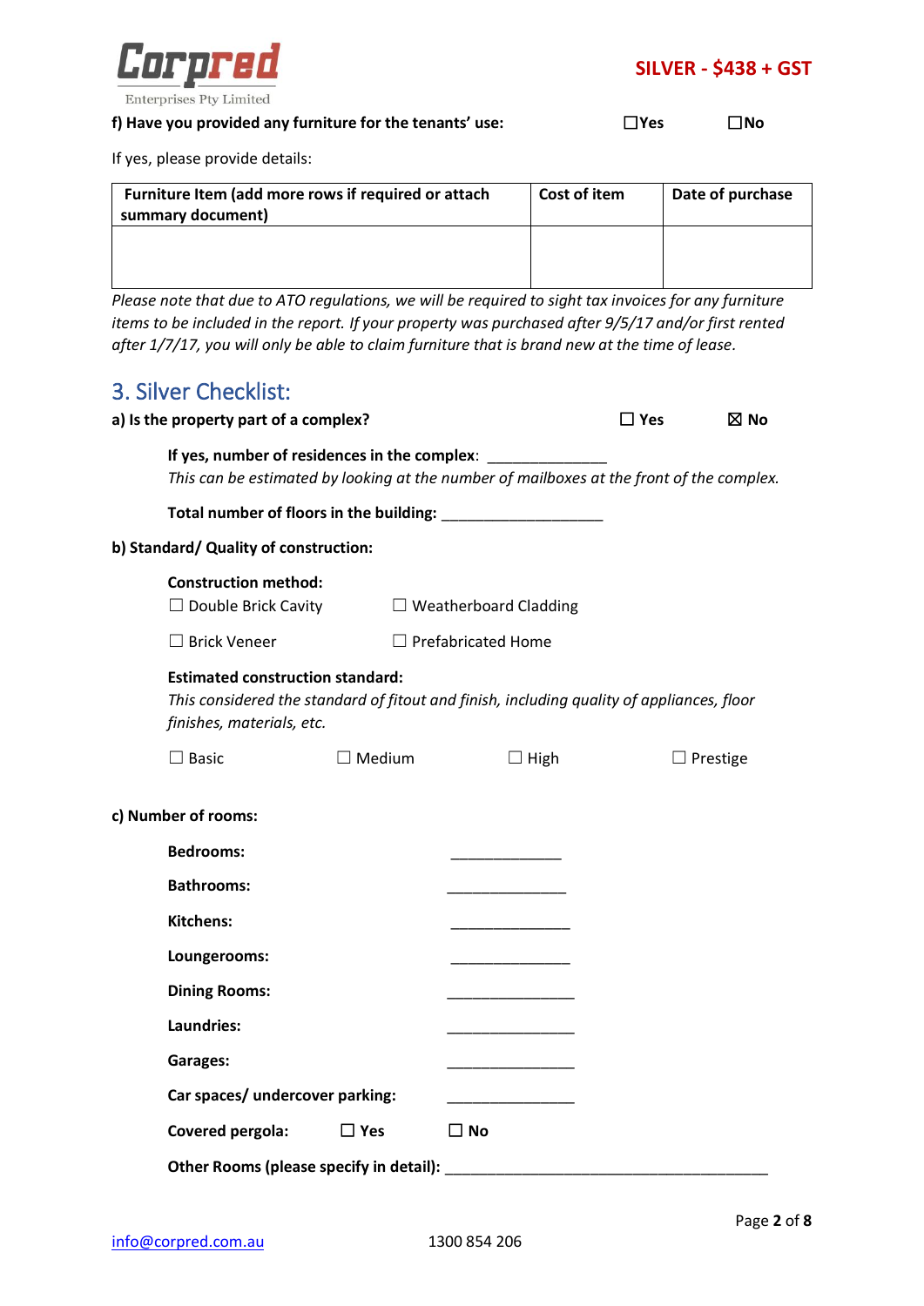**SILVER - $438 + GST**

**f) Have you provided any furniture for the tenants' use:** ☐Yes ☐No

If yes, please provide details:

| Furniture Item (add more rows if required or attach summary document) | Cost of item | Date of purchase |
|---|---|---|
| | | |

*Please note that due to ATO regulations, we will be required to sight tax invoices for any furniture items to be included in the report. If your property was purchased after 9/5/17 and/or first rented after 1/7/17, you will only be able to claim furniture that is brand new at the time of lease.*

## 3. Silver Checklist:

**a) Is the property part of a complex?** ☐ Yes ☒ No

**If yes, number of residences in the complex**: ______________
*This can be estimated by looking at the number of mailboxes at the front of the complex.*

**Total number of floors in the building:** ___________________

**b) Standard/ Quality of construction:**

**Construction method:**

☐ Double Brick Cavity ☐ Weatherboard Cladding

☐ Brick Veneer ☐ Prefabricated Home

**Estimated construction standard:**
*This considered the standard of fitout and finish, including quality of appliances, floor finishes, materials, etc.*

☐ Basic ☐ Medium ☐ High ☐ Prestige

**c) Number of rooms:**

**Bedrooms:** _____________

**Bathrooms:** ______________

**Kitchens:** ______________

**Loungerooms:** ______________

**Dining Rooms:** _______________

**Laundries:** _______________

**Garages:** _______________

**Car spaces/ undercover parking:** _______________

**Covered pergola:** ☐ **Yes** ☐ **No**

**Other Rooms (please specify in detail):** ______________________________________

info@corpred.com.au 1300 854 206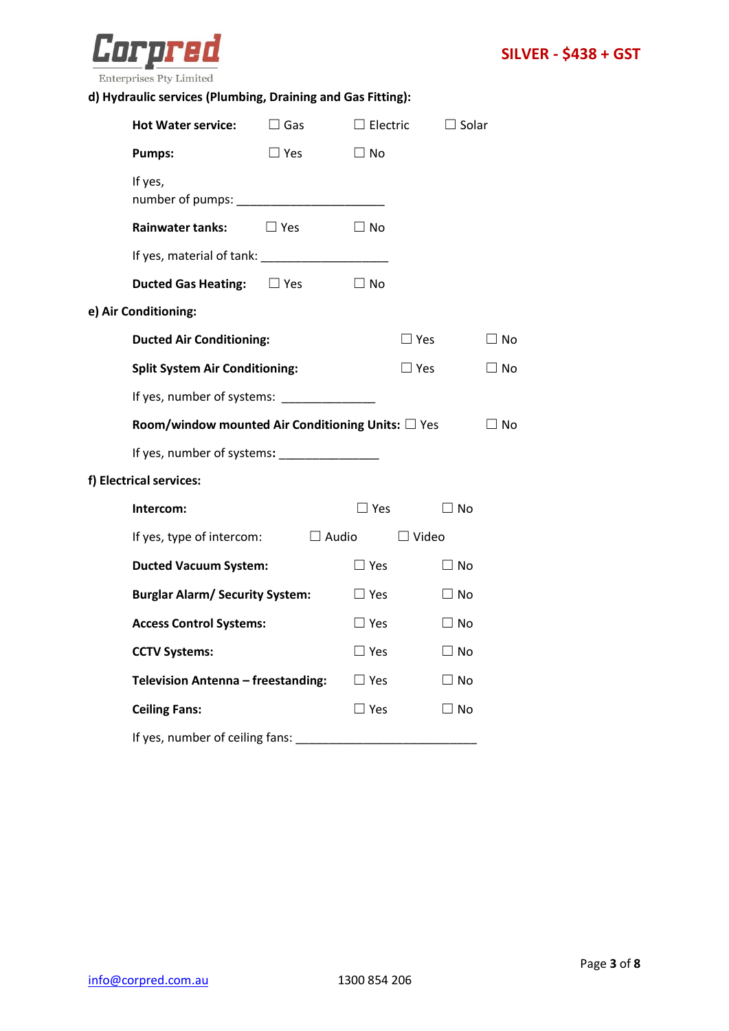SILVER - $438 + GST

**d) Hydraulic services (Plumbing, Draining and Gas Fitting):**

**Hot Water service:** ☐ Gas ☐ Electric ☐ Solar

**Pumps:** ☐ Yes ☐ No

If yes,
number of pumps: ______________________

**Rainwater tanks:** ☐ Yes ☐ No

If yes, material of tank: ___________________

**Ducted Gas Heating:** ☐ Yes ☐ No

**e) Air Conditioning:**

**Ducted Air Conditioning:** ☐ Yes ☐ No

**Split System Air Conditioning:** ☐ Yes ☐ No

If yes, number of systems: ______________

**Room/window mounted Air Conditioning Units:** ☐ Yes ☐ No

If yes, number of systems**:** _______________

**f) Electrical services:**

**Intercom:** ☐ Yes ☐ No

If yes, type of intercom: ☐ Audio ☐ Video

**Ducted Vacuum System:** ☐ Yes ☐ No

**Burglar Alarm/ Security System:** ☐ Yes ☐ No

**Access Control Systems:** ☐ Yes ☐ No

**CCTV Systems:** ☐ Yes ☐ No

**Television Antenna – freestanding:** ☐ Yes ☐ No

**Ceiling Fans:** ☐ Yes ☐ No

If yes, number of ceiling fans: ___________________________

info@corpred.com.au 1300 854 206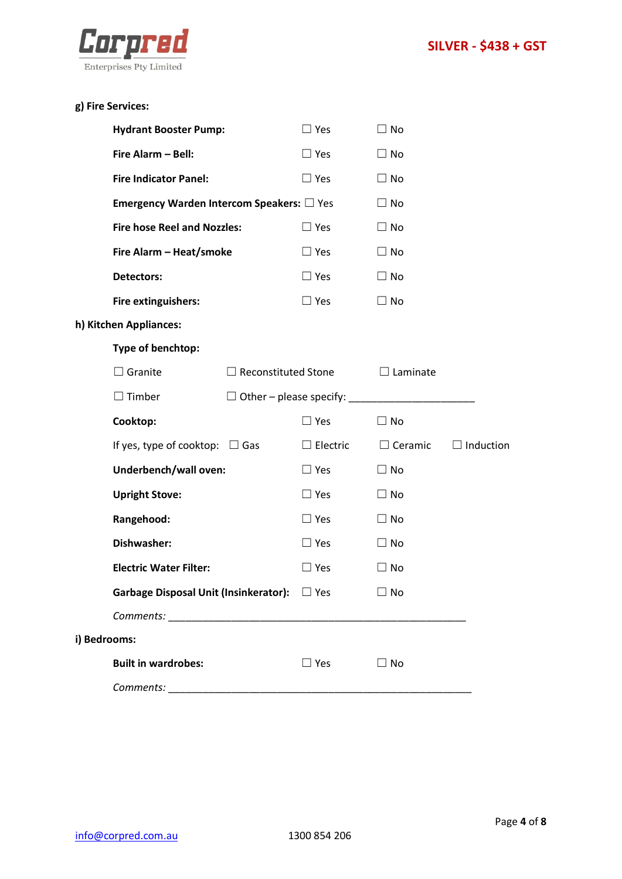**Corpred**
Enterprises Pty Limited

**SILVER - $438 + GST**

**g) Fire Services:**

| | | |
|---|---|---|
| **Hydrant Booster Pump:** | ☐ Yes | ☐ No |
| **Fire Alarm – Bell:** | ☐ Yes | ☐ No |
| **Fire Indicator Panel:** | ☐ Yes | ☐ No |
| **Emergency Warden Intercom Speakers:** | ☐ Yes | ☐ No |
| **Fire hose Reel and Nozzles:** | ☐ Yes | ☐ No |
| **Fire Alarm – Heat/smoke** | ☐ Yes | ☐ No |
| **Detectors:** | ☐ Yes | ☐ No |
| **Fire extinguishers:** | ☐ Yes | ☐ No |

**h) Kitchen Appliances:**

**Type of benchtop:**

☐ Granite ☐ Reconstituted Stone ☐ Laminate

☐ Timber ☐ Other – please specify: ______________________

| | | | | |
|---|---|---|---|---|
| **Cooktop:** | | ☐ Yes | ☐ No | |
| If yes, type of cooktop: | ☐ Gas | ☐ Electric | ☐ Ceramic | ☐ Induction |
| **Underbench/wall oven:** | | ☐ Yes | ☐ No | |
| **Upright Stove:** | | ☐ Yes | ☐ No | |
| **Rangehood:** | | ☐ Yes | ☐ No | |
| **Dishwasher:** | | ☐ Yes | ☐ No | |
| **Electric Water Filter:** | | ☐ Yes | ☐ No | |
| **Garbage Disposal Unit (Insinkerator):** | | ☐ Yes | ☐ No | |

*Comments:* ____________________________________________________

**i) Bedrooms:**

| | | |
|---|---|---|
| **Built in wardrobes:** | ☐ Yes | ☐ No |

*Comments:* _____________________________________________________

info@corpred.com.au 1300 854 206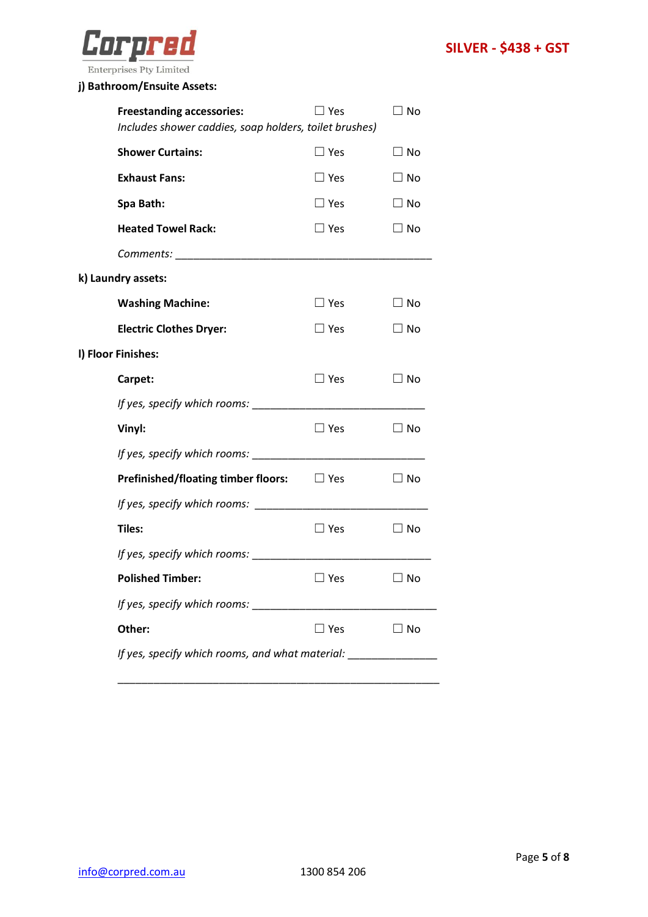**SILVER - $438 + GST**

**j) Bathroom/Ensuite Assets:**

**Freestanding accessories:** ☐ Yes ☐ No
*Includes shower caddies, soap holders, toilet brushes)*

**Shower Curtains:** ☐ Yes ☐ No

**Exhaust Fans:** ☐ Yes ☐ No

**Spa Bath:** ☐ Yes ☐ No

**Heated Towel Rack:** ☐ Yes ☐ No

*Comments:* ____________________________________________

**k) Laundry assets:**

**Washing Machine:** ☐ Yes ☐ No

**Electric Clothes Dryer:** ☐ Yes ☐ No

**l) Floor Finishes:**

**Carpet:** ☐ Yes ☐ No

*If yes, specify which rooms:* ______________________________

**Vinyl:** ☐ Yes ☐ No

*If yes, specify which rooms:* ______________________________

**Prefinished/floating timber floors:** ☐ Yes ☐ No

*If yes, specify which rooms:* ______________________________

**Tiles:** ☐ Yes ☐ No

*If yes, specify which rooms:* ______________________________

**Polished Timber:** ☐ Yes ☐ No

*If yes, specify which rooms:* ______________________________

**Other:** ☐ Yes ☐ No

*If yes, specify which rooms, and what material:* _______________

________________________________________________________

info@corpred.com.au 1300 854 206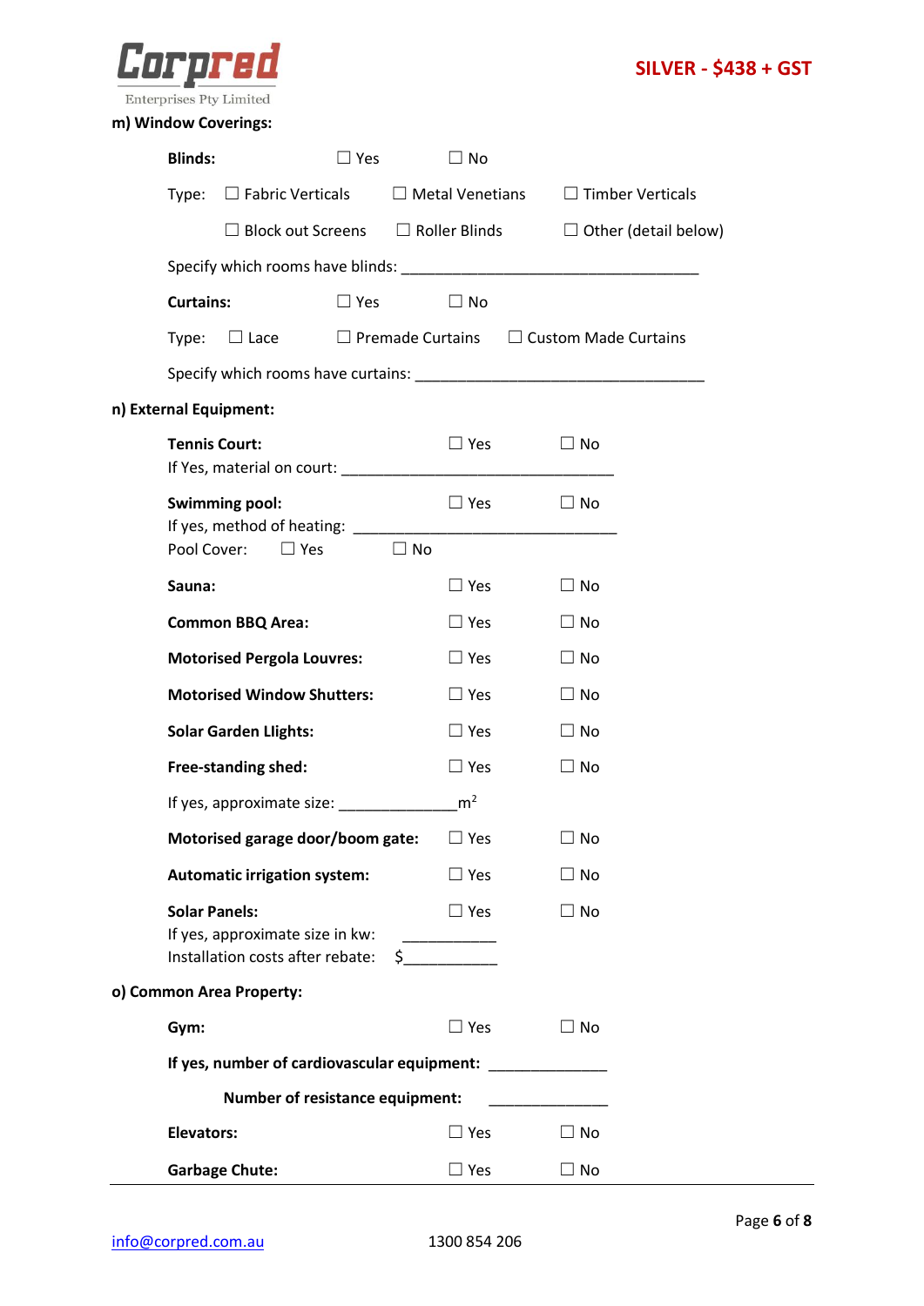**SILVER - $438 + GST**

**m) Window Coverings:**

**Blinds:** ☐ Yes ☐ No

Type: ☐ Fabric Verticals ☐ Metal Venetians ☐ Timber Verticals

☐ Block out Screens ☐ Roller Blinds ☐ Other (detail below)

Specify which rooms have blinds: ___________________________________

**Curtains:** ☐ Yes ☐ No

Type: ☐ Lace ☐ Premade Curtains ☐ Custom Made Curtains

Specify which rooms have curtains: ___________________________________

**n) External Equipment:**

**Tennis Court:** ☐ Yes ☐ No

If Yes, material on court: ________________________________

**Swimming pool:** ☐ Yes ☐ No

If yes, method of heating: ________________________________

Pool Cover: ☐ Yes ☐ No

**Sauna:** ☐ Yes ☐ No

**Common BBQ Area:** ☐ Yes ☐ No

**Motorised Pergola Louvres:** ☐ Yes ☐ No

**Motorised Window Shutters:** ☐ Yes ☐ No

**Solar Garden Llights:** ☐ Yes ☐ No

**Free-standing shed:** ☐ Yes ☐ No

If yes, approximate size: ______________$m^2$

**Motorised garage door/boom gate:** ☐ Yes ☐ No

**Automatic irrigation system:** ☐ Yes ☐ No

**Solar Panels:** ☐ Yes ☐ No

If yes, approximate size in kw: ___________

Installation costs after rebate: $___________

**o) Common Area Property:**

**Gym:** ☐ Yes ☐ No

**If yes, number of cardiovascular equipment:** ______________

**Number of resistance equipment:** ______________

**Elevators:** ☐ Yes ☐ No

**Garbage Chute:** ☐ Yes ☐ No

info@corpred.com.au 1300 854 206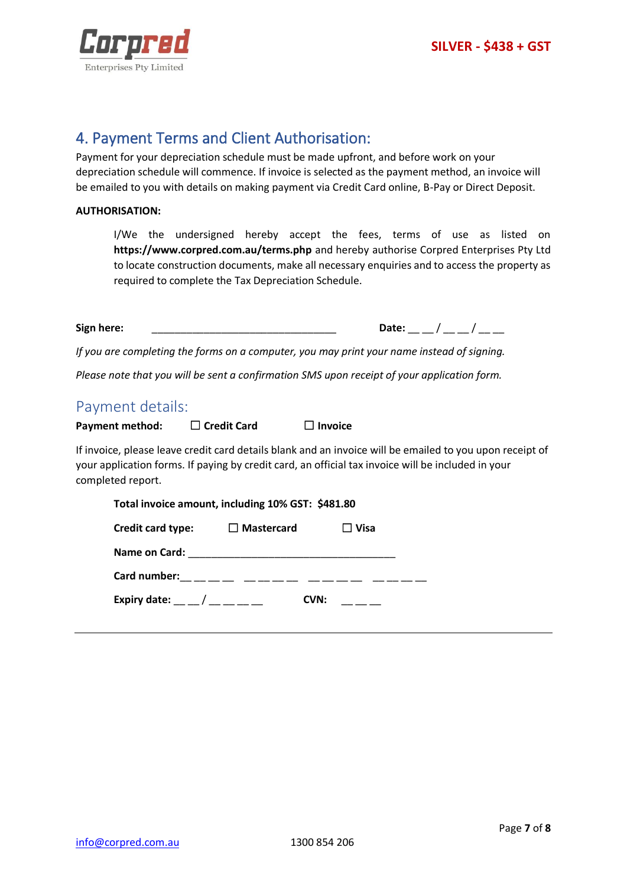**SILVER - $438 + GST**

## 4. Payment Terms and Client Authorisation:

Payment for your depreciation schedule must be made upfront, and before work on your depreciation schedule will commence. If invoice is selected as the payment method, an invoice will be emailed to you with details on making payment via Credit Card online, B-Pay or Direct Deposit.

**AUTHORISATION:**

> I/We the undersigned hereby accept the fees, terms of use as listed on **https://www.corpred.com.au/terms.php** and hereby authorise Corpred Enterprises Pty Ltd to locate construction documents, make all necessary enquiries and to access the property as required to complete the Tax Depreciation Schedule.

**Sign here:** _________________________________ **Date:** __ __ / __ __ / __ __

*If you are completing the forms on a computer, you may print your name instead of signing.*

*Please note that you will be sent a confirmation SMS upon receipt of your application form.*

## Payment details:

**Payment method:** ☐ **Credit Card** ☐ **Invoice**

If invoice, please leave credit card details blank and an invoice will be emailed to you upon receipt of your application forms. If paying by credit card, an official tax invoice will be included in your completed report.

**Total invoice amount, including 10% GST: $481.80**

**Credit card type:** ☐ **Mastercard** ☐ **Visa**

**Name on Card:** _____________________________________

**Card number:** __ __ __ __ __ __ __ __ __ __ __ __ __ __ __ __

**Expiry date:** __ __ / __ __ __ __ **CVN:** __ __ __

---

info@corpred.com.au 1300 854 206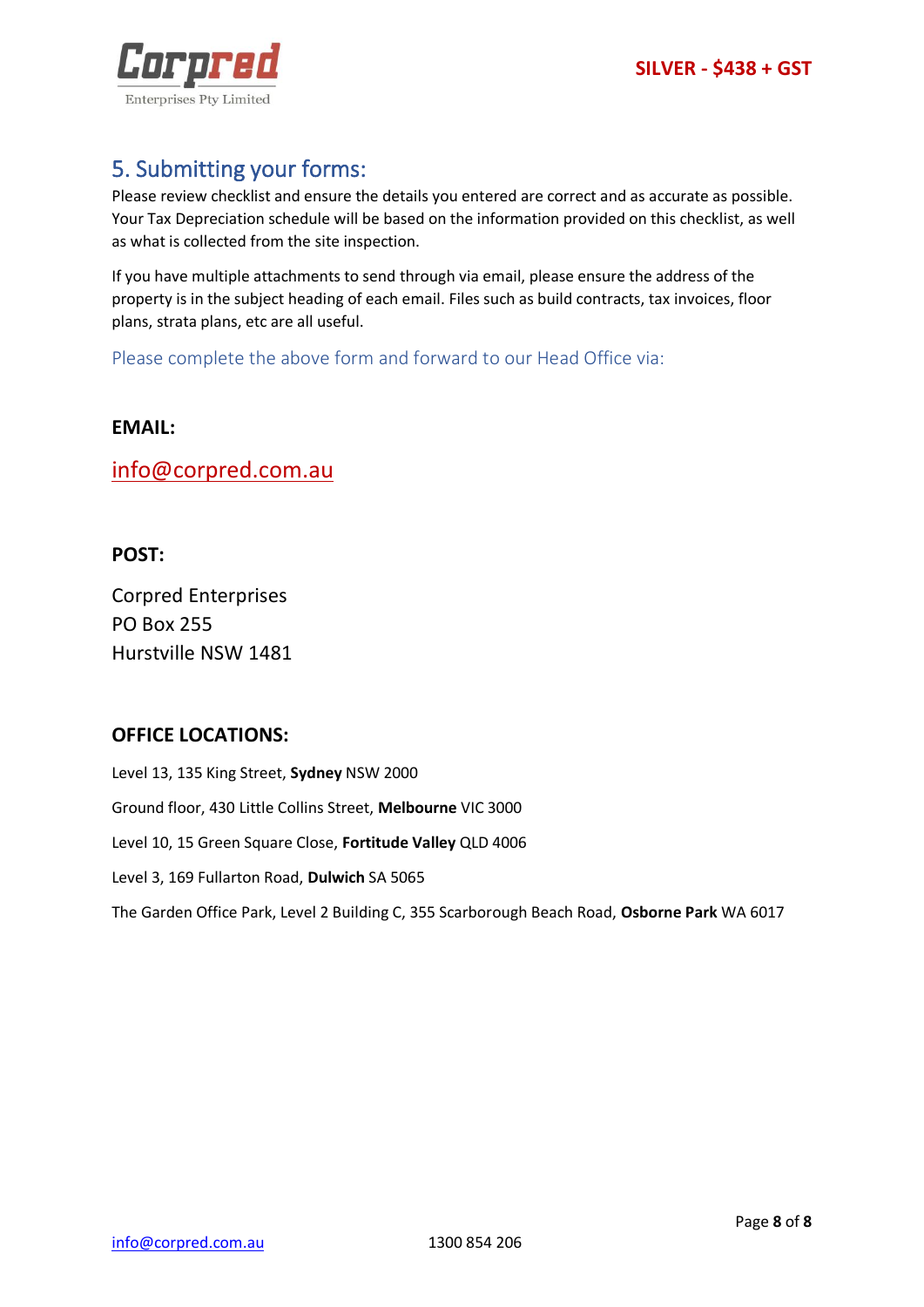## 5. Submitting your forms:

Please review checklist and ensure the details you entered are correct and as accurate as possible. Your Tax Depreciation schedule will be based on the information provided on this checklist, as well as what is collected from the site inspection.

If you have multiple attachments to send through via email, please ensure the address of the property is in the subject heading of each email. Files such as build contracts, tax invoices, floor plans, strata plans, etc are all useful.

Please complete the above form and forward to our Head Office via:

**EMAIL:**

info@corpred.com.au

**POST:**

Corpred Enterprises
PO Box 255
Hurstville NSW 1481

**OFFICE LOCATIONS:**

Level 13, 135 King Street, **Sydney** NSW 2000

Ground floor, 430 Little Collins Street, **Melbourne** VIC 3000

Level 10, 15 Green Square Close, **Fortitude Valley** QLD 4006

Level 3, 169 Fullarton Road, **Dulwich** SA 5065

The Garden Office Park, Level 2 Building C, 355 Scarborough Beach Road, **Osborne Park** WA 6017